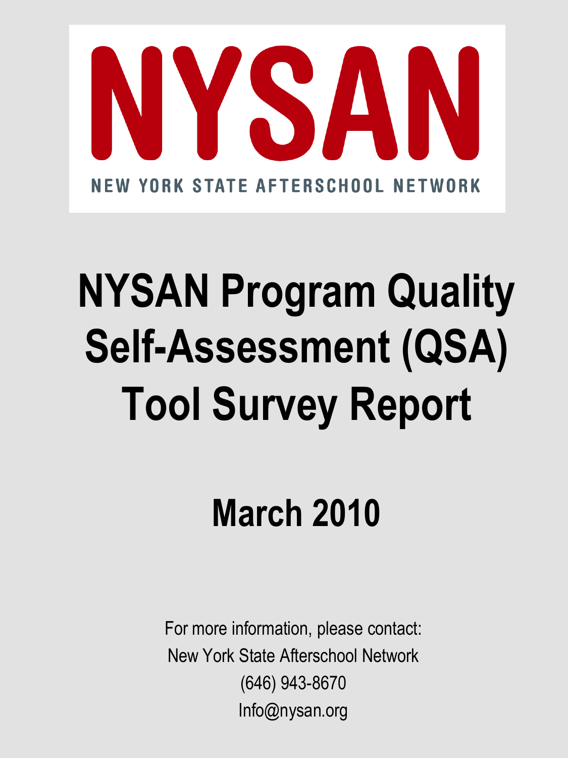NYSAN

NEW YORK STATE AFTERSCHOOL NETWORK

# NYSAN Program Quality Self-Assessment (QSA) Tool Survey Report

## March 2010

For more information, please contact:
New York State Afterschool Network
(646) 943-8670
Info@nysan.org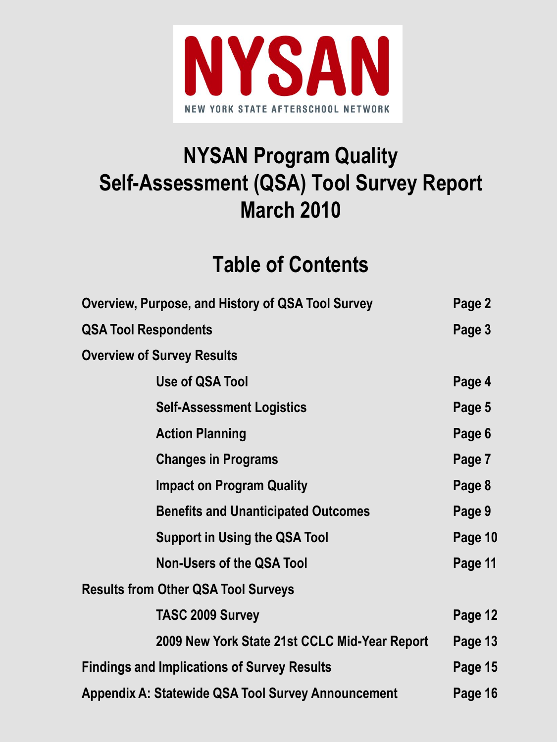NYSAN

NEW YORK STATE AFTERSCHOOL NETWORK

# NYSAN Program Quality Self-Assessment (QSA) Tool Survey Report March 2010

## Table of Contents

| | |
|---|---|
| **Overview, Purpose, and History of QSA Tool Survey** | **Page 2** |
| **QSA Tool Respondents** | **Page 3** |
| **Overview of Survey Results** | |
| **Use of QSA Tool** | **Page 4** |
| **Self-Assessment Logistics** | **Page 5** |
| **Action Planning** | **Page 6** |
| **Changes in Programs** | **Page 7** |
| **Impact on Program Quality** | **Page 8** |
| **Benefits and Unanticipated Outcomes** | **Page 9** |
| **Support in Using the QSA Tool** | **Page 10** |
| **Non-Users of the QSA Tool** | **Page 11** |
| **Results from Other QSA Tool Surveys** | |
| **TASC 2009 Survey** | **Page 12** |
| **2009 New York State 21st CCLC Mid-Year Report** | **Page 13** |
| **Findings and Implications of Survey Results** | **Page 15** |
| **Appendix A: Statewide QSA Tool Survey Announcement** | **Page 16** |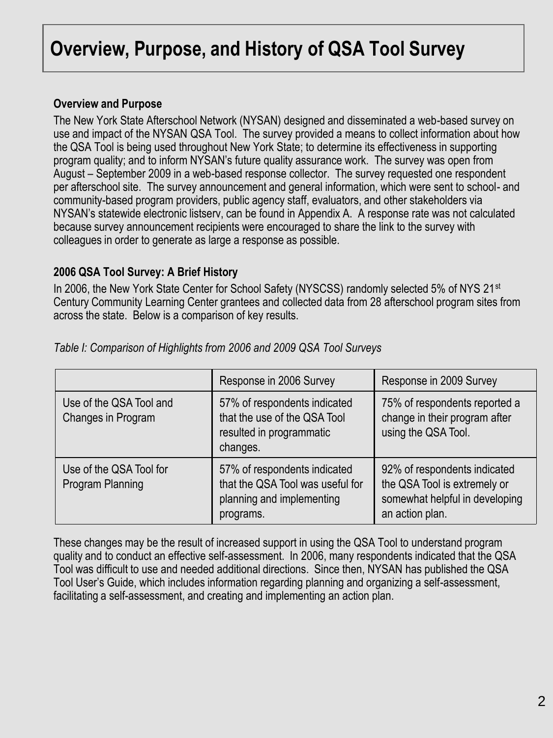# Overview, Purpose, and History of QSA Tool Survey

**Overview and Purpose**

The New York State Afterschool Network (NYSAN) designed and disseminated a web-based survey on use and impact of the NYSAN QSA Tool. The survey provided a means to collect information about how the QSA Tool is being used throughout New York State; to determine its effectiveness in supporting program quality; and to inform NYSAN's future quality assurance work. The survey was open from August – September 2009 in a web-based response collector. The survey requested one respondent per afterschool site. The survey announcement and general information, which were sent to school- and community-based program providers, public agency staff, evaluators, and other stakeholders via NYSAN's statewide electronic listserv, can be found in Appendix A. A response rate was not calculated because survey announcement recipients were encouraged to share the link to the survey with colleagues in order to generate as large a response as possible.

**2006 QSA Tool Survey: A Brief History**

In 2006, the New York State Center for School Safety (NYSCSS) randomly selected 5% of NYS 21st Century Community Learning Center grantees and collected data from 28 afterschool program sites from across the state. Below is a comparison of key results.

*Table I: Comparison of Highlights from 2006 and 2009 QSA Tool Surveys*

| | Response in 2006 Survey | Response in 2009 Survey |
|---|---|---|
| Use of the QSA Tool and Changes in Program | 57% of respondents indicated that the use of the QSA Tool resulted in programmatic changes. | 75% of respondents reported a change in their program after using the QSA Tool. |
| Use of the QSA Tool for Program Planning | 57% of respondents indicated that the QSA Tool was useful for planning and implementing programs. | 92% of respondents indicated the QSA Tool is extremely or somewhat helpful in developing an action plan. |

These changes may be the result of increased support in using the QSA Tool to understand program quality and to conduct an effective self-assessment. In 2006, many respondents indicated that the QSA Tool was difficult to use and needed additional directions. Since then, NYSAN has published the QSA Tool User's Guide, which includes information regarding planning and organizing a self-assessment, facilitating a self-assessment, and creating and implementing an action plan.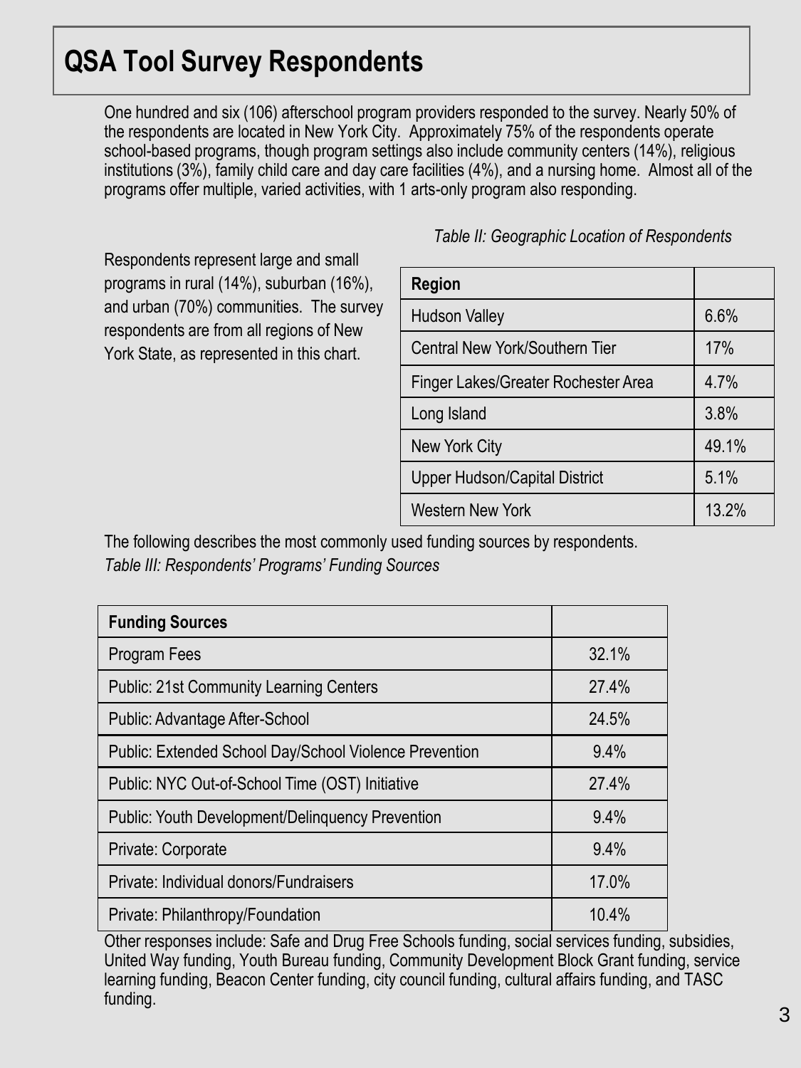# QSA Tool Survey Respondents

One hundred and six (106) afterschool program providers responded to the survey. Nearly 50% of the respondents are located in New York City. Approximately 75% of the respondents operate school-based programs, though program settings also include community centers (14%), religious institutions (3%), family child care and day care facilities (4%), and a nursing home. Almost all of the programs offer multiple, varied activities, with 1 arts-only program also responding.

Respondents represent large and small programs in rural (14%), suburban (16%), and urban (70%) communities. The survey respondents are from all regions of New York State, as represented in this chart.

*Table II: Geographic Location of Respondents*

| Region | |
|---|---|
| Hudson Valley | 6.6% |
| Central New York/Southern Tier | 17% |
| Finger Lakes/Greater Rochester Area | 4.7% |
| Long Island | 3.8% |
| New York City | 49.1% |
| Upper Hudson/Capital District | 5.1% |
| Western New York | 13.2% |

The following describes the most commonly used funding sources by respondents.

*Table III: Respondents' Programs' Funding Sources*

| Funding Sources | |
|---|---|
| Program Fees | 32.1% |
| Public: 21st Community Learning Centers | 27.4% |
| Public: Advantage After-School | 24.5% |
| Public: Extended School Day/School Violence Prevention | 9.4% |
| Public: NYC Out-of-School Time (OST) Initiative | 27.4% |
| Public: Youth Development/Delinquency Prevention | 9.4% |
| Private: Corporate | 9.4% |
| Private: Individual donors/Fundraisers | 17.0% |
| Private: Philanthropy/Foundation | 10.4% |

Other responses include: Safe and Drug Free Schools funding, social services funding, subsidies, United Way funding, Youth Bureau funding, Community Development Block Grant funding, service learning funding, Beacon Center funding, city council funding, cultural affairs funding, and TASC funding.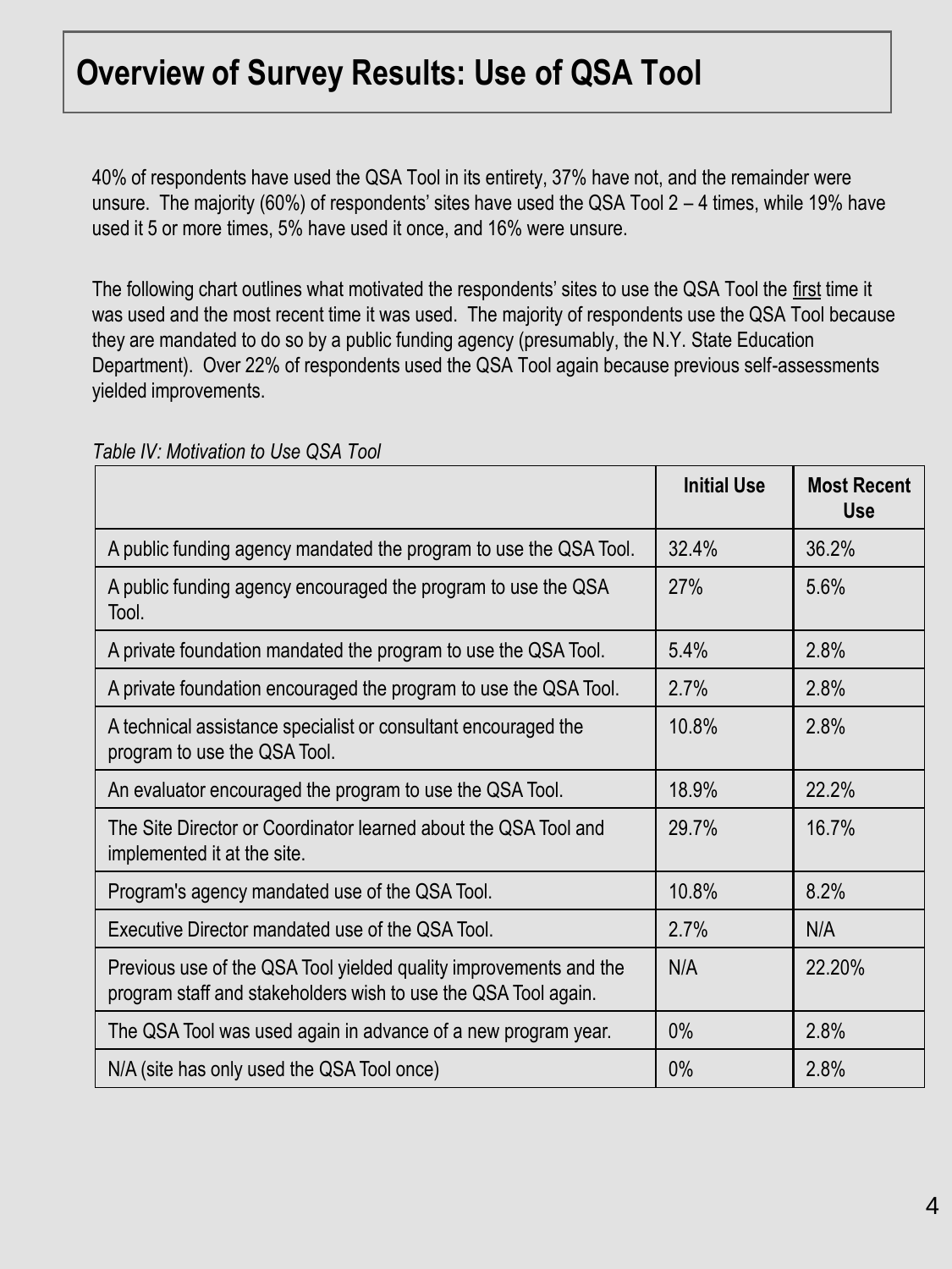# Overview of Survey Results: Use of QSA Tool

40% of respondents have used the QSA Tool in its entirety, 37% have not, and the remainder were unsure. The majority (60%) of respondents' sites have used the QSA Tool 2 – 4 times, while 19% have used it 5 or more times, 5% have used it once, and 16% were unsure.

The following chart outlines what motivated the respondents' sites to use the QSA Tool the first time it was used and the most recent time it was used. The majority of respondents use the QSA Tool because they are mandated to do so by a public funding agency (presumably, the N.Y. State Education Department). Over 22% of respondents used the QSA Tool again because previous self-assessments yielded improvements.

*Table IV: Motivation to Use QSA Tool*

| | Initial Use | Most Recent Use |
|---|---|---|
| A public funding agency mandated the program to use the QSA Tool. | 32.4% | 36.2% |
| A public funding agency encouraged the program to use the QSA Tool. | 27% | 5.6% |
| A private foundation mandated the program to use the QSA Tool. | 5.4% | 2.8% |
| A private foundation encouraged the program to use the QSA Tool. | 2.7% | 2.8% |
| A technical assistance specialist or consultant encouraged the program to use the QSA Tool. | 10.8% | 2.8% |
| An evaluator encouraged the program to use the QSA Tool. | 18.9% | 22.2% |
| The Site Director or Coordinator learned about the QSA Tool and implemented it at the site. | 29.7% | 16.7% |
| Program's agency mandated use of the QSA Tool. | 10.8% | 8.2% |
| Executive Director mandated use of the QSA Tool. | 2.7% | N/A |
| Previous use of the QSA Tool yielded quality improvements and the program staff and stakeholders wish to use the QSA Tool again. | N/A | 22.20% |
| The QSA Tool was used again in advance of a new program year. | 0% | 2.8% |
| N/A (site has only used the QSA Tool once) | 0% | 2.8% |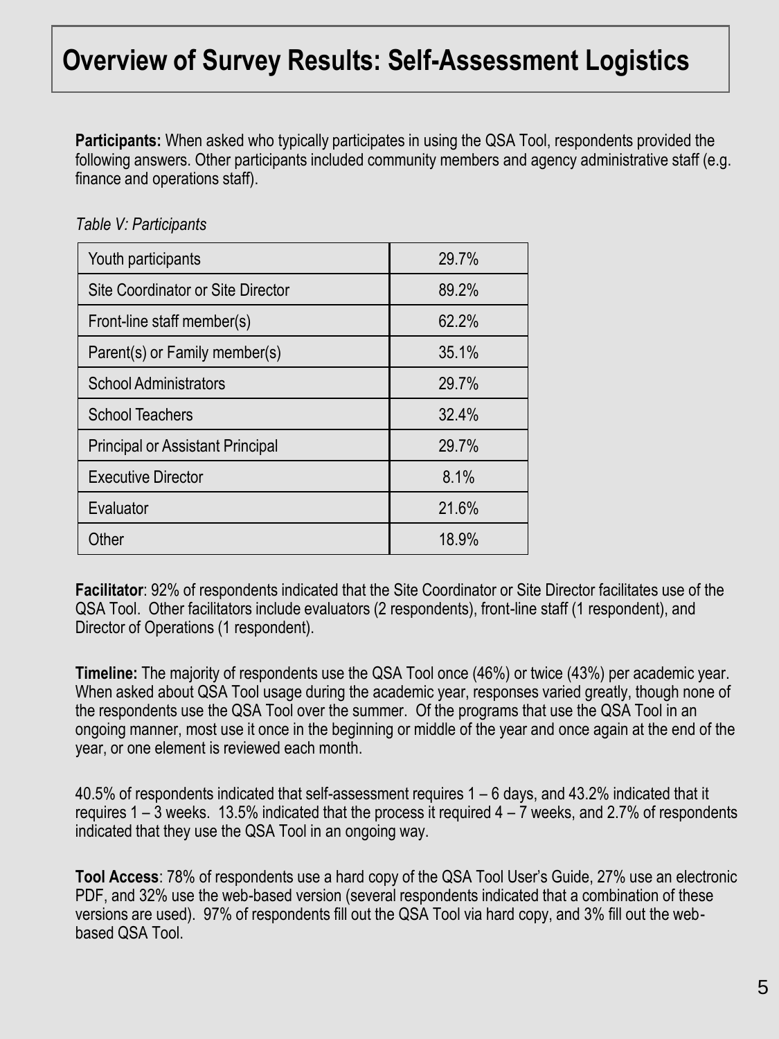# Overview of Survey Results: Self-Assessment Logistics

**Participants:** When asked who typically participates in using the QSA Tool, respondents provided the following answers. Other participants included community members and agency administrative staff (e.g. finance and operations staff).

*Table V: Participants*

| | |
|---|---|
| Youth participants | 29.7% |
| Site Coordinator or Site Director | 89.2% |
| Front-line staff member(s) | 62.2% |
| Parent(s) or Family member(s) | 35.1% |
| School Administrators | 29.7% |
| School Teachers | 32.4% |
| Principal or Assistant Principal | 29.7% |
| Executive Director | 8.1% |
| Evaluator | 21.6% |
| Other | 18.9% |

**Facilitator**: 92% of respondents indicated that the Site Coordinator or Site Director facilitates use of the QSA Tool. Other facilitators include evaluators (2 respondents), front-line staff (1 respondent), and Director of Operations (1 respondent).

**Timeline:** The majority of respondents use the QSA Tool once (46%) or twice (43%) per academic year. When asked about QSA Tool usage during the academic year, responses varied greatly, though none of the respondents use the QSA Tool over the summer. Of the programs that use the QSA Tool in an ongoing manner, most use it once in the beginning or middle of the year and once again at the end of the year, or one element is reviewed each month.

40.5% of respondents indicated that self-assessment requires 1 – 6 days, and 43.2% indicated that it requires 1 – 3 weeks. 13.5% indicated that the process it required 4 – 7 weeks, and 2.7% of respondents indicated that they use the QSA Tool in an ongoing way.

**Tool Access**: 78% of respondents use a hard copy of the QSA Tool User's Guide, 27% use an electronic PDF, and 32% use the web-based version (several respondents indicated that a combination of these versions are used). 97% of respondents fill out the QSA Tool via hard copy, and 3% fill out the web-based QSA Tool.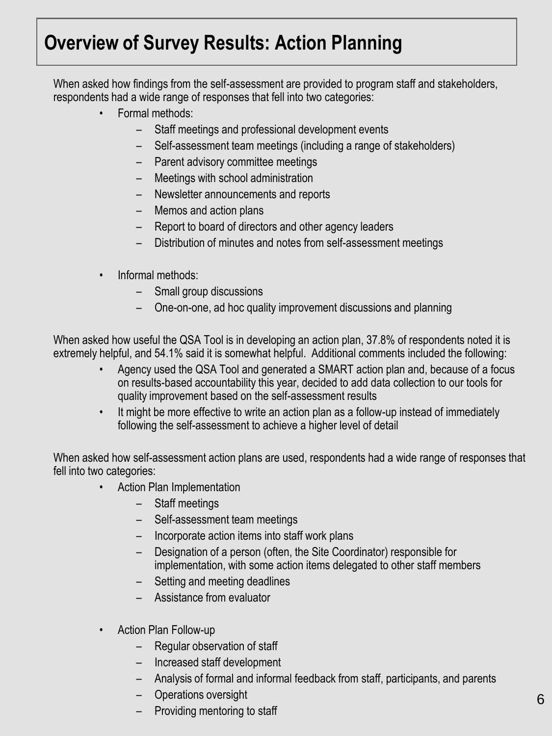# Overview of Survey Results: Action Planning

When asked how findings from the self-assessment are provided to program staff and stakeholders, respondents had a wide range of responses that fell into two categories:

- Formal methods:
  - Staff meetings and professional development events
  - Self-assessment team meetings (including a range of stakeholders)
  - Parent advisory committee meetings
  - Meetings with school administration
  - Newsletter announcements and reports
  - Memos and action plans
  - Report to board of directors and other agency leaders
  - Distribution of minutes and notes from self-assessment meetings

- Informal methods:
  - Small group discussions
  - One-on-one, ad hoc quality improvement discussions and planning

When asked how useful the QSA Tool is in developing an action plan, 37.8% of respondents noted it is extremely helpful, and 54.1% said it is somewhat helpful. Additional comments included the following:

- Agency used the QSA Tool and generated a SMART action plan and, because of a focus on results-based accountability this year, decided to add data collection to our tools for quality improvement based on the self-assessment results
- It might be more effective to write an action plan as a follow-up instead of immediately following the self-assessment to achieve a higher level of detail

When asked how self-assessment action plans are used, respondents had a wide range of responses that fell into two categories:

- Action Plan Implementation
  - Staff meetings
  - Self-assessment team meetings
  - Incorporate action items into staff work plans
  - Designation of a person (often, the Site Coordinator) responsible for implementation, with some action items delegated to other staff members
  - Setting and meeting deadlines
  - Assistance from evaluator

- Action Plan Follow-up
  - Regular observation of staff
  - Increased staff development
  - Analysis of formal and informal feedback from staff, participants, and parents
  - Operations oversight
  - Providing mentoring to staff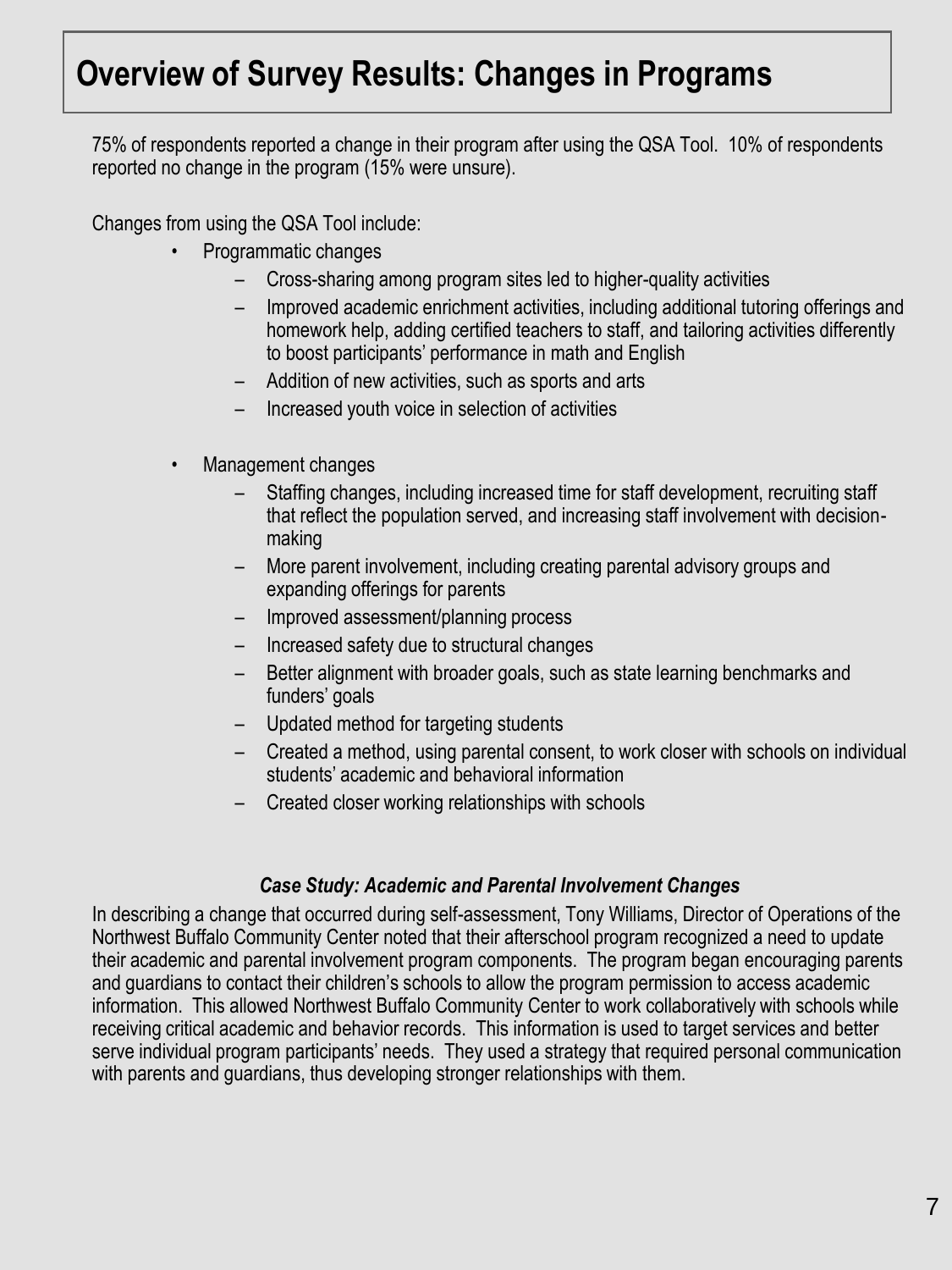# Overview of Survey Results: Changes in Programs

75% of respondents reported a change in their program after using the QSA Tool. 10% of respondents reported no change in the program (15% were unsure).

Changes from using the QSA Tool include:

- Programmatic changes
  - Cross-sharing among program sites led to higher-quality activities
  - Improved academic enrichment activities, including additional tutoring offerings and homework help, adding certified teachers to staff, and tailoring activities differently to boost participants' performance in math and English
  - Addition of new activities, such as sports and arts
  - Increased youth voice in selection of activities

- Management changes
  - Staffing changes, including increased time for staff development, recruiting staff that reflect the population served, and increasing staff involvement with decision-making
  - More parent involvement, including creating parental advisory groups and expanding offerings for parents
  - Improved assessment/planning process
  - Increased safety due to structural changes
  - Better alignment with broader goals, such as state learning benchmarks and funders' goals
  - Updated method for targeting students
  - Created a method, using parental consent, to work closer with schools on individual students' academic and behavioral information
  - Created closer working relationships with schools

***Case Study: Academic and Parental Involvement Changes***

In describing a change that occurred during self-assessment, Tony Williams, Director of Operations of the Northwest Buffalo Community Center noted that their afterschool program recognized a need to update their academic and parental involvement program components. The program began encouraging parents and guardians to contact their children's schools to allow the program permission to access academic information. This allowed Northwest Buffalo Community Center to work collaboratively with schools while receiving critical academic and behavior records. This information is used to target services and better serve individual program participants' needs. They used a strategy that required personal communication with parents and guardians, thus developing stronger relationships with them.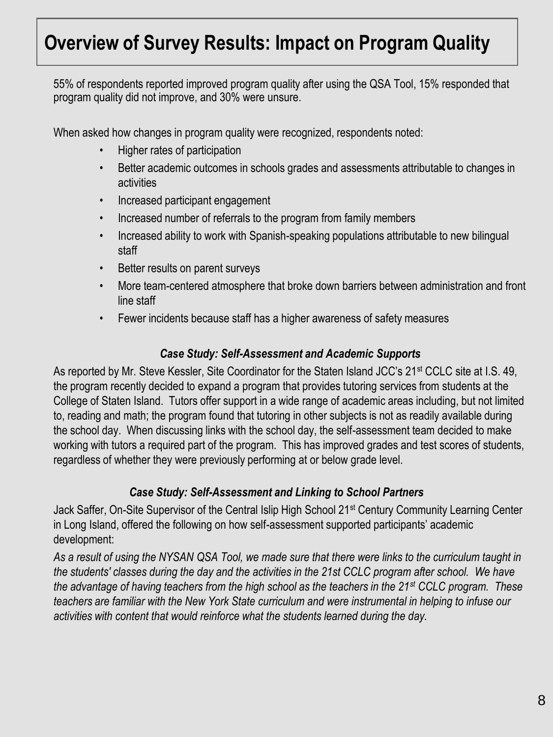# Overview of Survey Results: Impact on Program Quality

55% of respondents reported improved program quality after using the QSA Tool, 15% responded that program quality did not improve, and 30% were unsure.

When asked how changes in program quality were recognized, respondents noted:

- Higher rates of participation
- Better academic outcomes in schools grades and assessments attributable to changes in activities
- Increased participant engagement
- Increased number of referrals to the program from family members
- Increased ability to work with Spanish-speaking populations attributable to new bilingual staff
- Better results on parent surveys
- More team-centered atmosphere that broke down barriers between administration and front line staff
- Fewer incidents because staff has a higher awareness of safety measures

***Case Study: Self-Assessment and Academic Supports***

As reported by Mr. Steve Kessler, Site Coordinator for the Staten Island JCC's 21st CCLC site at I.S. 49, the program recently decided to expand a program that provides tutoring services from students at the College of Staten Island. Tutors offer support in a wide range of academic areas including, but not limited to, reading and math; the program found that tutoring in other subjects is not as readily available during the school day. When discussing links with the school day, the self-assessment team decided to make working with tutors a required part of the program. This has improved grades and test scores of students, regardless of whether they were previously performing at or below grade level.

***Case Study: Self-Assessment and Linking to School Partners***

Jack Saffer, On-Site Supervisor of the Central Islip High School 21st Century Community Learning Center in Long Island, offered the following on how self-assessment supported participants' academic development:

*As a result of using the NYSAN QSA Tool, we made sure that there were links to the curriculum taught in the students' classes during the day and the activities in the 21st CCLC program after school. We have the advantage of having teachers from the high school as the teachers in the 21st CCLC program. These teachers are familiar with the New York State curriculum and were instrumental in helping to infuse our activities with content that would reinforce what the students learned during the day.*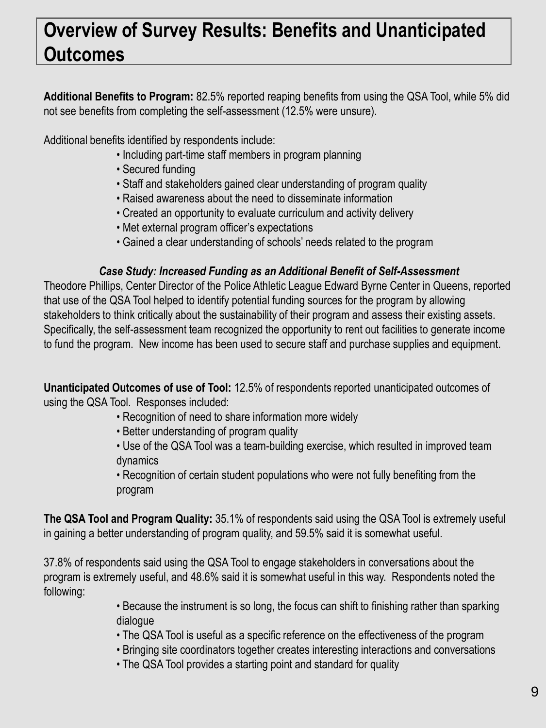# Overview of Survey Results: Benefits and Unanticipated Outcomes

**Additional Benefits to Program:** 82.5% reported reaping benefits from using the QSA Tool, while 5% did not see benefits from completing the self-assessment (12.5% were unsure).

Additional benefits identified by respondents include:

- Including part-time staff members in program planning
- Secured funding
- Staff and stakeholders gained clear understanding of program quality
- Raised awareness about the need to disseminate information
- Created an opportunity to evaluate curriculum and activity delivery
- Met external program officer's expectations
- Gained a clear understanding of schools' needs related to the program

***Case Study: Increased Funding as an Additional Benefit of Self-Assessment***

Theodore Phillips, Center Director of the Police Athletic League Edward Byrne Center in Queens, reported that use of the QSA Tool helped to identify potential funding sources for the program by allowing stakeholders to think critically about the sustainability of their program and assess their existing assets. Specifically, the self-assessment team recognized the opportunity to rent out facilities to generate income to fund the program. New income has been used to secure staff and purchase supplies and equipment.

**Unanticipated Outcomes of use of Tool:** 12.5% of respondents reported unanticipated outcomes of using the QSA Tool. Responses included:

- Recognition of need to share information more widely
- Better understanding of program quality
- Use of the QSA Tool was a team-building exercise, which resulted in improved team dynamics
- Recognition of certain student populations who were not fully benefiting from the program

**The QSA Tool and Program Quality:** 35.1% of respondents said using the QSA Tool is extremely useful in gaining a better understanding of program quality, and 59.5% said it is somewhat useful.

37.8% of respondents said using the QSA Tool to engage stakeholders in conversations about the program is extremely useful, and 48.6% said it is somewhat useful in this way. Respondents noted the following:

- Because the instrument is so long, the focus can shift to finishing rather than sparking dialogue
- The QSA Tool is useful as a specific reference on the effectiveness of the program
- Bringing site coordinators together creates interesting interactions and conversations
- The QSA Tool provides a starting point and standard for quality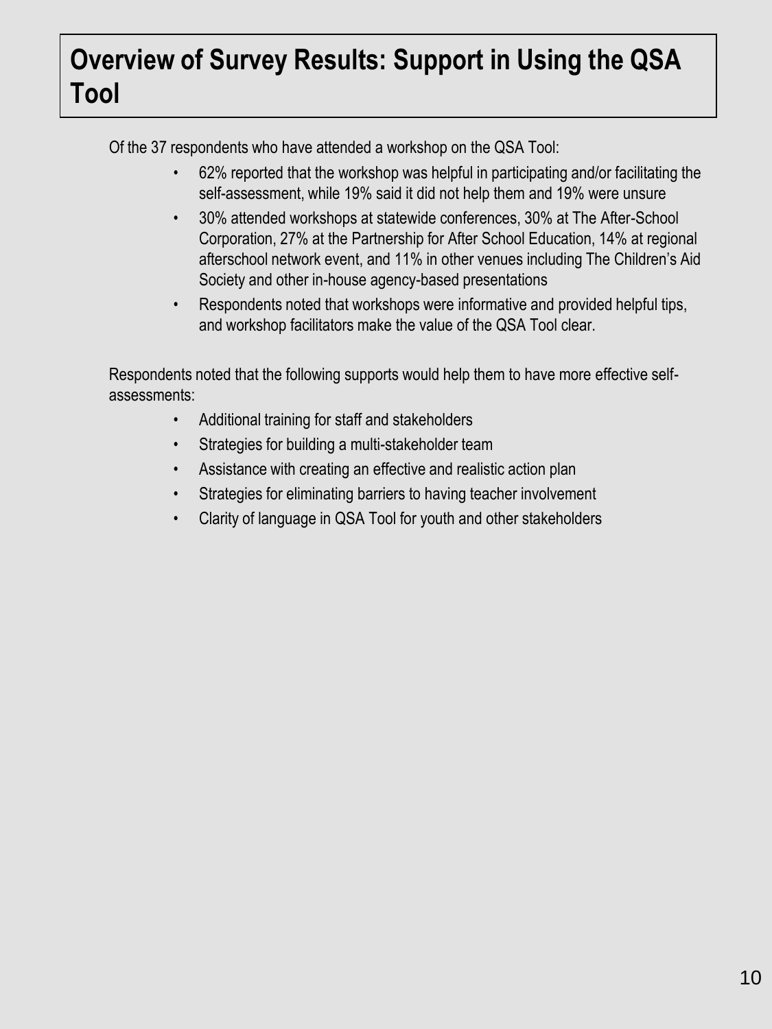# Overview of Survey Results: Support in Using the QSA Tool

Of the 37 respondents who have attended a workshop on the QSA Tool:

- 62% reported that the workshop was helpful in participating and/or facilitating the self-assessment, while 19% said it did not help them and 19% were unsure
- 30% attended workshops at statewide conferences, 30% at The After-School Corporation, 27% at the Partnership for After School Education, 14% at regional afterschool network event, and 11% in other venues including The Children's Aid Society and other in-house agency-based presentations
- Respondents noted that workshops were informative and provided helpful tips, and workshop facilitators make the value of the QSA Tool clear.

Respondents noted that the following supports would help them to have more effective self-assessments:

- Additional training for staff and stakeholders
- Strategies for building a multi-stakeholder team
- Assistance with creating an effective and realistic action plan
- Strategies for eliminating barriers to having teacher involvement
- Clarity of language in QSA Tool for youth and other stakeholders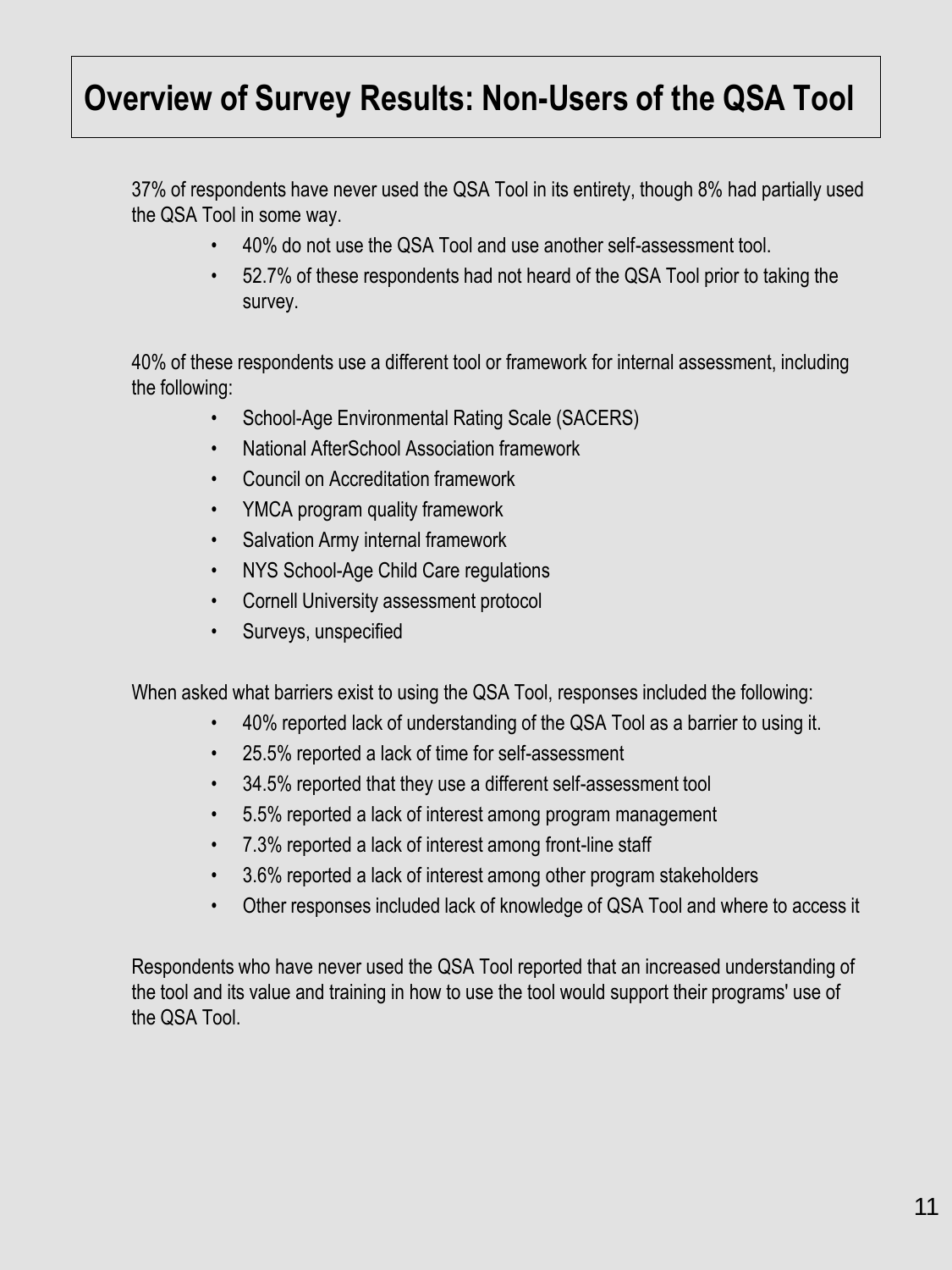# Overview of Survey Results: Non-Users of the QSA Tool

37% of respondents have never used the QSA Tool in its entirety, though 8% had partially used the QSA Tool in some way.

- 40% do not use the QSA Tool and use another self-assessment tool.
- 52.7% of these respondents had not heard of the QSA Tool prior to taking the survey.

40% of these respondents use a different tool or framework for internal assessment, including the following:

- School-Age Environmental Rating Scale (SACERS)
- National AfterSchool Association framework
- Council on Accreditation framework
- YMCA program quality framework
- Salvation Army internal framework
- NYS School-Age Child Care regulations
- Cornell University assessment protocol
- Surveys, unspecified

When asked what barriers exist to using the QSA Tool, responses included the following:

- 40% reported lack of understanding of the QSA Tool as a barrier to using it.
- 25.5% reported a lack of time for self-assessment
- 34.5% reported that they use a different self-assessment tool
- 5.5% reported a lack of interest among program management
- 7.3% reported a lack of interest among front-line staff
- 3.6% reported a lack of interest among other program stakeholders
- Other responses included lack of knowledge of QSA Tool and where to access it

Respondents who have never used the QSA Tool reported that an increased understanding of the tool and its value and training in how to use the tool would support their programs' use of the QSA Tool.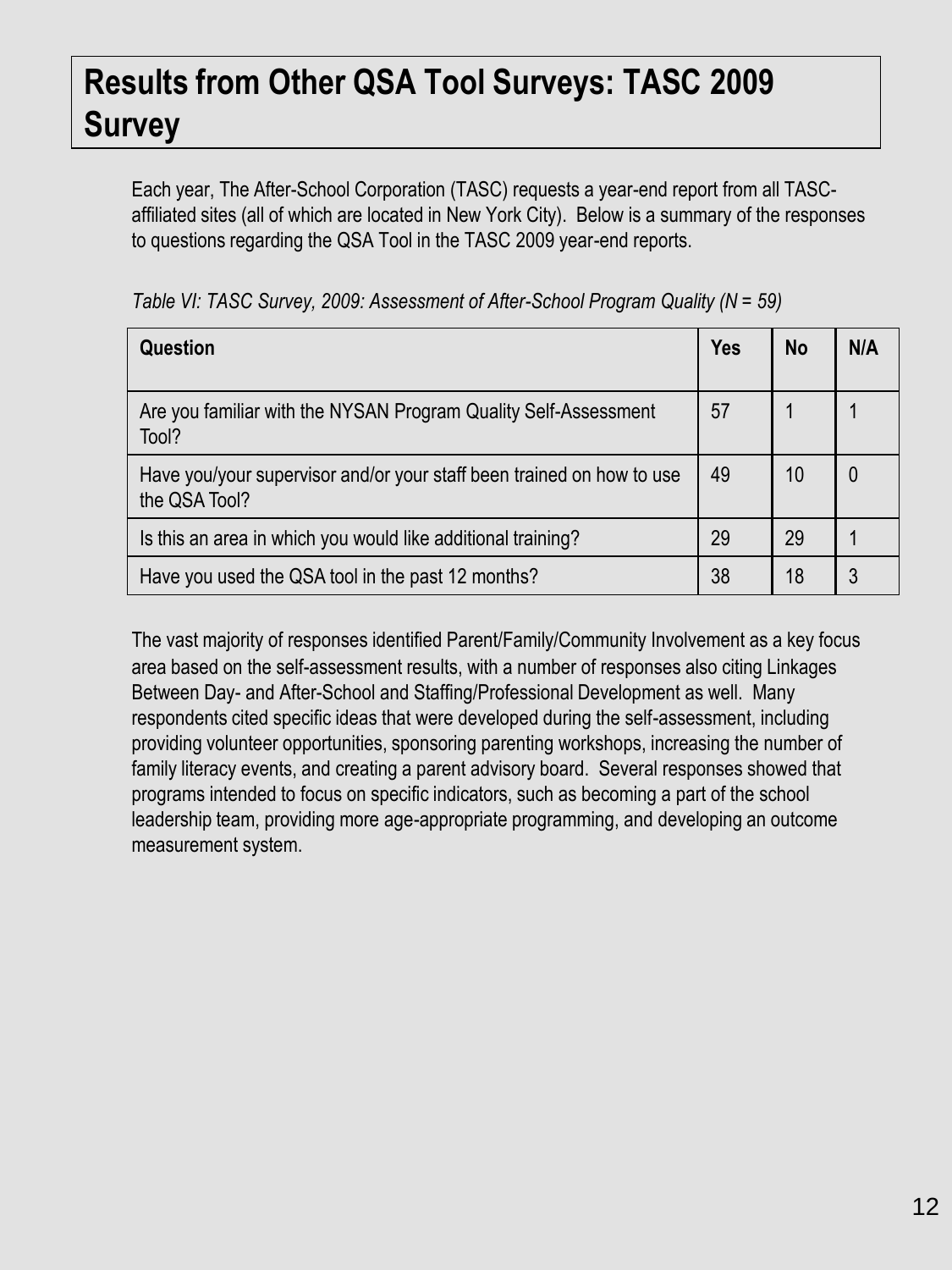# Results from Other QSA Tool Surveys: TASC 2009 Survey

Each year, The After-School Corporation (TASC) requests a year-end report from all TASC-affiliated sites (all of which are located in New York City). Below is a summary of the responses to questions regarding the QSA Tool in the TASC 2009 year-end reports.

*Table VI: TASC Survey, 2009: Assessment of After-School Program Quality (N = 59)*

| Question | Yes | No | N/A |
|---|---|---|---|
| Are you familiar with the NYSAN Program Quality Self-Assessment Tool? | 57 | 1 | 1 |
| Have you/your supervisor and/or your staff been trained on how to use the QSA Tool? | 49 | 10 | 0 |
| Is this an area in which you would like additional training? | 29 | 29 | 1 |
| Have you used the QSA tool in the past 12 months? | 38 | 18 | 3 |

The vast majority of responses identified Parent/Family/Community Involvement as a key focus area based on the self-assessment results, with a number of responses also citing Linkages Between Day- and After-School and Staffing/Professional Development as well. Many respondents cited specific ideas that were developed during the self-assessment, including providing volunteer opportunities, sponsoring parenting workshops, increasing the number of family literacy events, and creating a parent advisory board. Several responses showed that programs intended to focus on specific indicators, such as becoming a part of the school leadership team, providing more age-appropriate programming, and developing an outcome measurement system.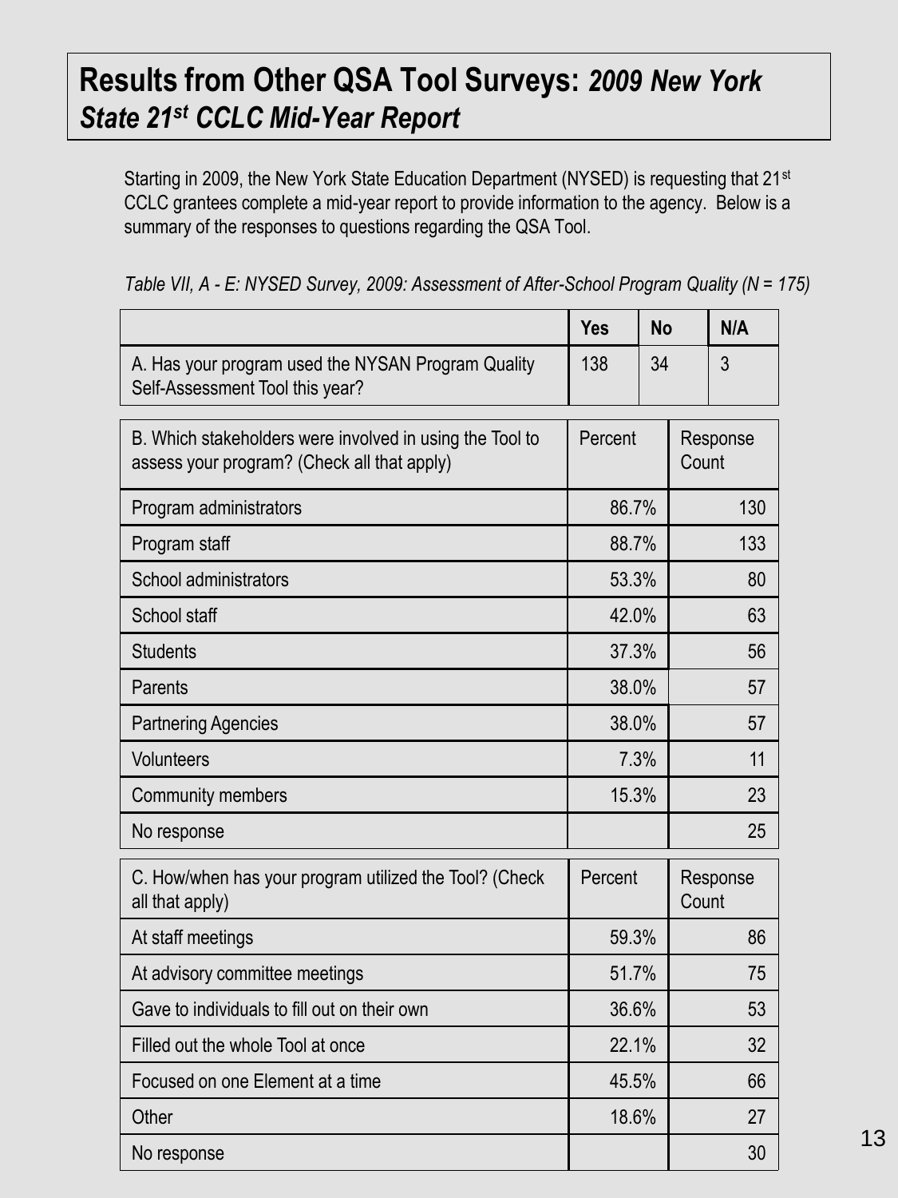# **Results from Other QSA Tool Surveys:** ***2009 New York State 21st CCLC Mid-Year Report***

Starting in 2009, the New York State Education Department (NYSED) is requesting that 21st CCLC grantees complete a mid-year report to provide information to the agency. Below is a summary of the responses to questions regarding the QSA Tool.

*Table VII, A - E: NYSED Survey, 2009: Assessment of After-School Program Quality (N = 175)*

| | Yes | No | N/A |
|---|---|---|---|
| A. Has your program used the NYSAN Program Quality Self-Assessment Tool this year? | 138 | 34 | 3 |

| B. Which stakeholders were involved in using the Tool to assess your program? (Check all that apply) | Percent | Response Count |
|---|---|---|
| Program administrators | 86.7% | 130 |
| Program staff | 88.7% | 133 |
| School administrators | 53.3% | 80 |
| School staff | 42.0% | 63 |
| Students | 37.3% | 56 |
| Parents | 38.0% | 57 |
| Partnering Agencies | 38.0% | 57 |
| Volunteers | 7.3% | 11 |
| Community members | 15.3% | 23 |
| No response | | 25 |

| C. How/when has your program utilized the Tool? (Check all that apply) | Percent | Response Count |
|---|---|---|
| At staff meetings | 59.3% | 86 |
| At advisory committee meetings | 51.7% | 75 |
| Gave to individuals to fill out on their own | 36.6% | 53 |
| Filled out the whole Tool at once | 22.1% | 32 |
| Focused on one Element at a time | 45.5% | 66 |
| Other | 18.6% | 27 |
| No response | | 30 |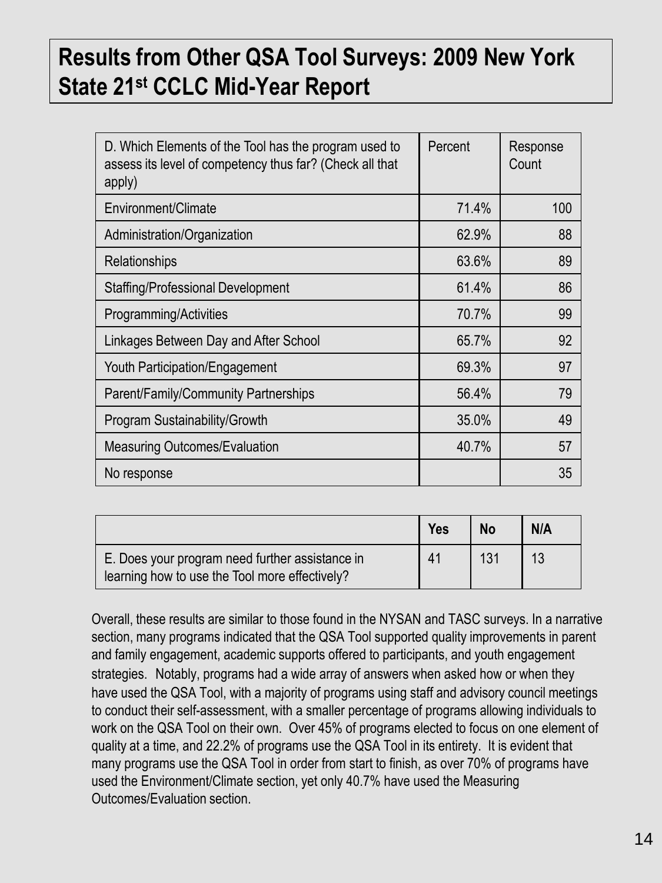# Results from Other QSA Tool Surveys: 2009 New York State 21st CCLC Mid-Year Report

| D. Which Elements of the Tool has the program used to assess its level of competency thus far? (Check all that apply) | Percent | Response Count |
|---|---|---|
| Environment/Climate | 71.4% | 100 |
| Administration/Organization | 62.9% | 88 |
| Relationships | 63.6% | 89 |
| Staffing/Professional Development | 61.4% | 86 |
| Programming/Activities | 70.7% | 99 |
| Linkages Between Day and After School | 65.7% | 92 |
| Youth Participation/Engagement | 69.3% | 97 |
| Parent/Family/Community Partnerships | 56.4% | 79 |
| Program Sustainability/Growth | 35.0% | 49 |
| Measuring Outcomes/Evaluation | 40.7% | 57 |
| No response | | 35 |

| | Yes | No | N/A |
|---|---|---|---|
| E. Does your program need further assistance in learning how to use the Tool more effectively? | 41 | 131 | 13 |

Overall, these results are similar to those found in the NYSAN and TASC surveys. In a narrative section, many programs indicated that the QSA Tool supported quality improvements in parent and family engagement, academic supports offered to participants, and youth engagement strategies. Notably, programs had a wide array of answers when asked how or when they have used the QSA Tool, with a majority of programs using staff and advisory council meetings to conduct their self-assessment, with a smaller percentage of programs allowing individuals to work on the QSA Tool on their own. Over 45% of programs elected to focus on one element of quality at a time, and 22.2% of programs use the QSA Tool in its entirety. It is evident that many programs use the QSA Tool in order from start to finish, as over 70% of programs have used the Environment/Climate section, yet only 40.7% have used the Measuring Outcomes/Evaluation section.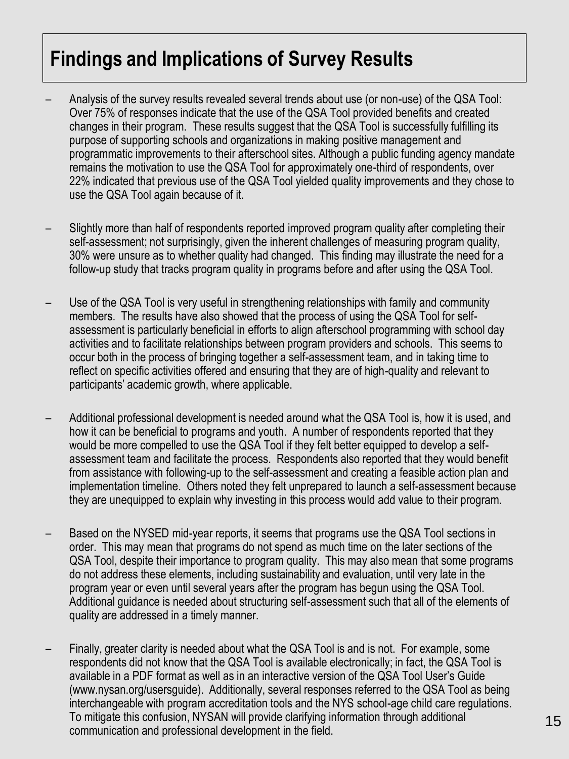## Findings and Implications of Survey Results

- Analysis of the survey results revealed several trends about use (or non-use) of the QSA Tool: Over 75% of responses indicate that the use of the QSA Tool provided benefits and created changes in their program. These results suggest that the QSA Tool is successfully fulfilling its purpose of supporting schools and organizations in making positive management and programmatic improvements to their afterschool sites. Although a public funding agency mandate remains the motivation to use the QSA Tool for approximately one-third of respondents, over 22% indicated that previous use of the QSA Tool yielded quality improvements and they chose to use the QSA Tool again because of it.

- Slightly more than half of respondents reported improved program quality after completing their self-assessment; not surprisingly, given the inherent challenges of measuring program quality, 30% were unsure as to whether quality had changed. This finding may illustrate the need for a follow-up study that tracks program quality in programs before and after using the QSA Tool.

- Use of the QSA Tool is very useful in strengthening relationships with family and community members. The results have also showed that the process of using the QSA Tool for self-assessment is particularly beneficial in efforts to align afterschool programming with school day activities and to facilitate relationships between program providers and schools. This seems to occur both in the process of bringing together a self-assessment team, and in taking time to reflect on specific activities offered and ensuring that they are of high-quality and relevant to participants' academic growth, where applicable.

- Additional professional development is needed around what the QSA Tool is, how it is used, and how it can be beneficial to programs and youth. A number of respondents reported that they would be more compelled to use the QSA Tool if they felt better equipped to develop a self-assessment team and facilitate the process. Respondents also reported that they would benefit from assistance with following-up to the self-assessment and creating a feasible action plan and implementation timeline. Others noted they felt unprepared to launch a self-assessment because they are unequipped to explain why investing in this process would add value to their program.

- Based on the NYSED mid-year reports, it seems that programs use the QSA Tool sections in order. This may mean that programs do not spend as much time on the later sections of the QSA Tool, despite their importance to program quality. This may also mean that some programs do not address these elements, including sustainability and evaluation, until very late in the program year or even until several years after the program has begun using the QSA Tool. Additional guidance is needed about structuring self-assessment such that all of the elements of quality are addressed in a timely manner.

- Finally, greater clarity is needed about what the QSA Tool is and is not. For example, some respondents did not know that the QSA Tool is available electronically; in fact, the QSA Tool is available in a PDF format as well as in an interactive version of the QSA Tool User's Guide (www.nysan.org/usersguide). Additionally, several responses referred to the QSA Tool as being interchangeable with program accreditation tools and the NYS school-age child care regulations. To mitigate this confusion, NYSAN will provide clarifying information through additional communication and professional development in the field.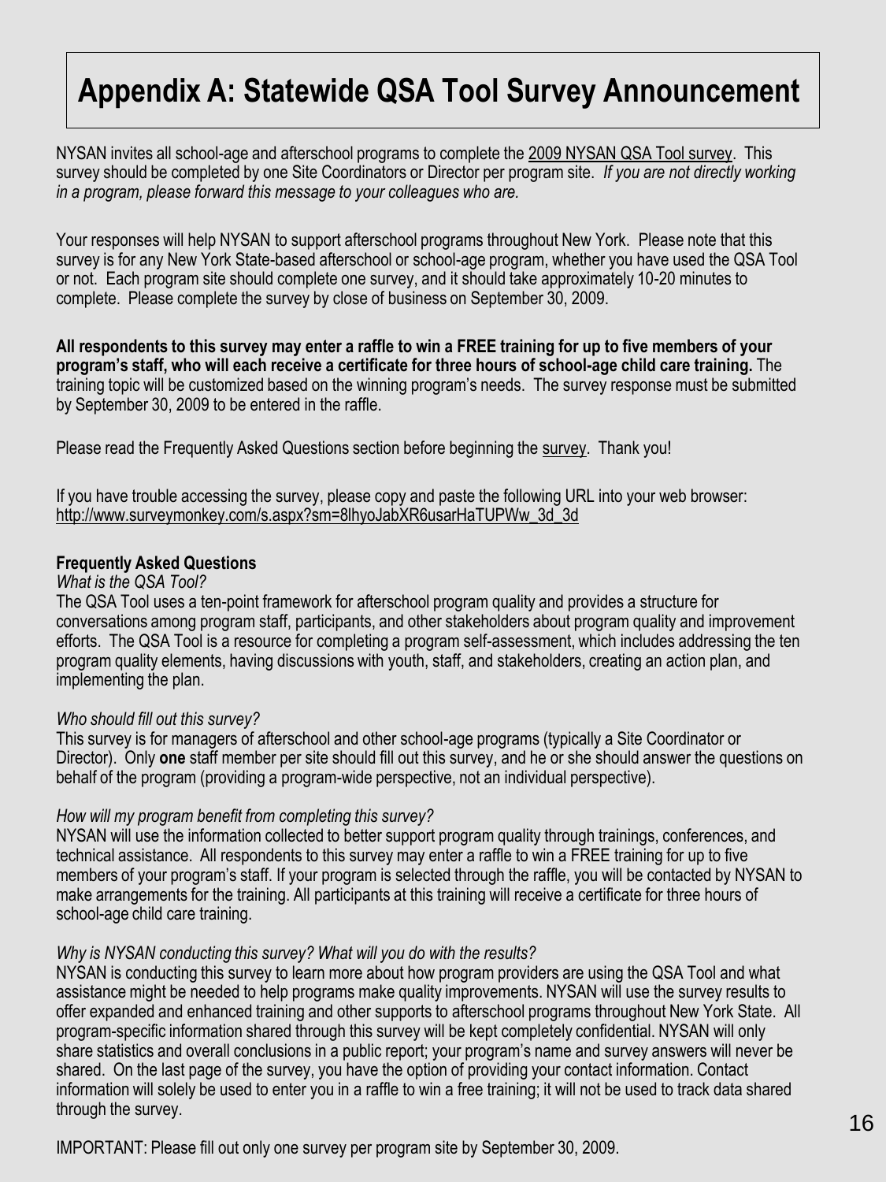# Appendix A: Statewide QSA Tool Survey Announcement

NYSAN invites all school-age and afterschool programs to complete the 2009 NYSAN QSA Tool survey. This survey should be completed by one Site Coordinators or Director per program site. *If you are not directly working in a program, please forward this message to your colleagues who are.*

Your responses will help NYSAN to support afterschool programs throughout New York. Please note that this survey is for any New York State-based afterschool or school-age program, whether you have used the QSA Tool or not. Each program site should complete one survey, and it should take approximately 10-20 minutes to complete. Please complete the survey by close of business on September 30, 2009.

**All respondents to this survey may enter a raffle to win a FREE training for up to five members of your program's staff, who will each receive a certificate for three hours of school-age child care training.** The training topic will be customized based on the winning program's needs. The survey response must be submitted by September 30, 2009 to be entered in the raffle.

Please read the Frequently Asked Questions section before beginning the survey. Thank you!

If you have trouble accessing the survey, please copy and paste the following URL into your web browser: http://www.surveymonkey.com/s.aspx?sm=8lhyoJabXR6usarHaTUPWw_3d_3d

**Frequently Asked Questions**

*What is the QSA Tool?*

The QSA Tool uses a ten-point framework for afterschool program quality and provides a structure for conversations among program staff, participants, and other stakeholders about program quality and improvement efforts. The QSA Tool is a resource for completing a program self-assessment, which includes addressing the ten program quality elements, having discussions with youth, staff, and stakeholders, creating an action plan, and implementing the plan.

*Who should fill out this survey?*

This survey is for managers of afterschool and other school-age programs (typically a Site Coordinator or Director). Only **one** staff member per site should fill out this survey, and he or she should answer the questions on behalf of the program (providing a program-wide perspective, not an individual perspective).

*How will my program benefit from completing this survey?*

NYSAN will use the information collected to better support program quality through trainings, conferences, and technical assistance. All respondents to this survey may enter a raffle to win a FREE training for up to five members of your program's staff. If your program is selected through the raffle, you will be contacted by NYSAN to make arrangements for the training. All participants at this training will receive a certificate for three hours of school-age child care training.

*Why is NYSAN conducting this survey? What will you do with the results?*

NYSAN is conducting this survey to learn more about how program providers are using the QSA Tool and what assistance might be needed to help programs make quality improvements. NYSAN will use the survey results to offer expanded and enhanced training and other supports to afterschool programs throughout New York State. All program-specific information shared through this survey will be kept completely confidential. NYSAN will only share statistics and overall conclusions in a public report; your program's name and survey answers will never be shared. On the last page of the survey, you have the option of providing your contact information. Contact information will solely be used to enter you in a raffle to win a free training; it will not be used to track data shared through the survey.

IMPORTANT: Please fill out only one survey per program site by September 30, 2009.